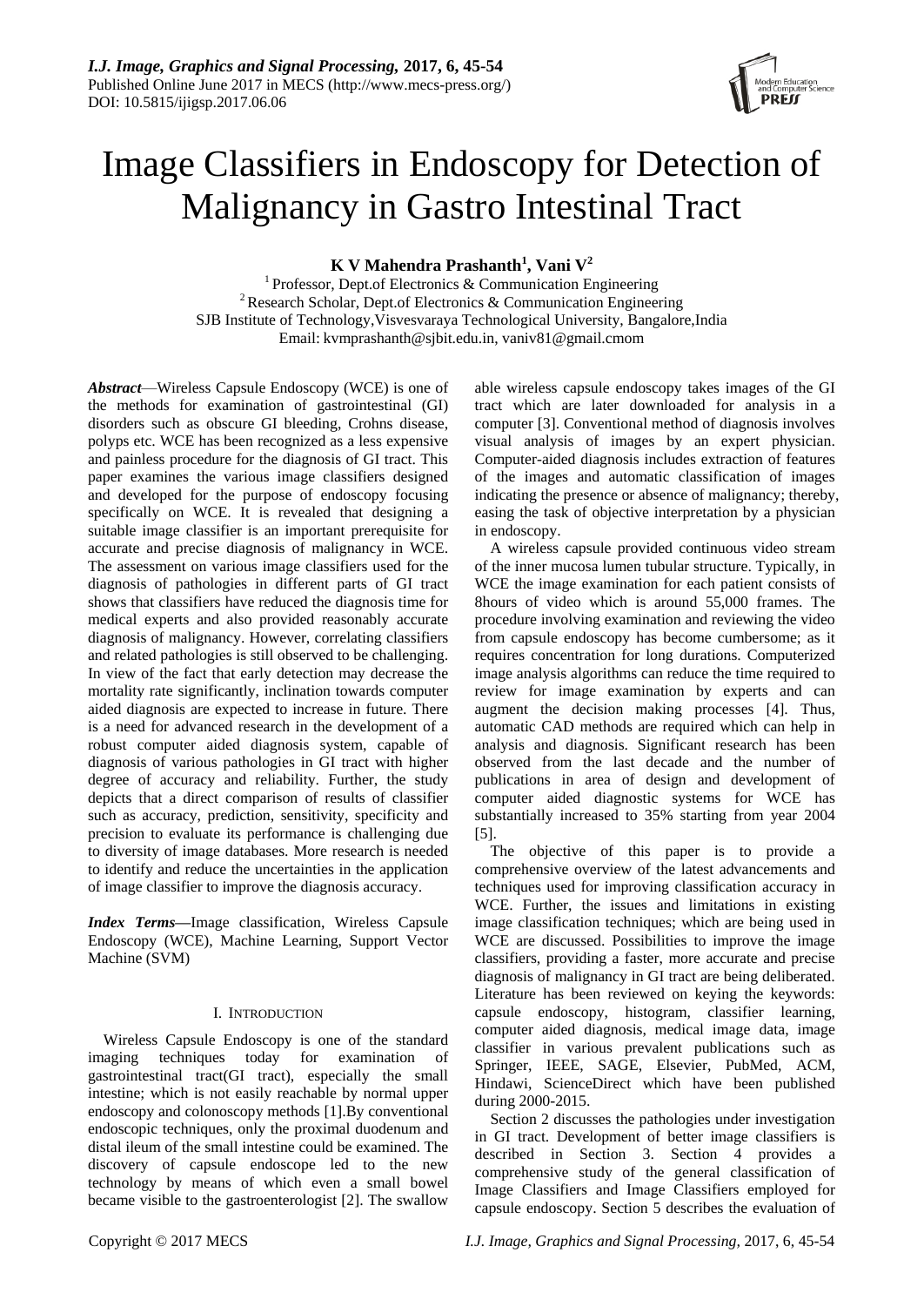# Image Classifiers in Endoscopy for Detection of Malignancy in Gastro Intestinal Tract

**K V Mahendra Prashanth[1], Vani V[2]**

[1] Professor, Dept.of Electronics & Communication Engineering
[2] Research Scholar, Dept.of Electronics & Communication Engineering
SJB Institute of Technology,Visvesvaraya Technological University, Bangalore,India
Email: kvmprashanth@sjbit.edu.in, vaniv81@gmail.cmom

***Abstract*****—**Wireless Capsule Endoscopy (WCE) is one of the methods for examination of gastrointestinal (GI) disorders such as obscure GI bleeding, Crohns disease, polyps etc. WCE has been recognized as a less expensive and painless procedure for the diagnosis of GI tract. This paper examines the various image classifiers designed and developed for the purpose of endoscopy focusing specifically on WCE. It is revealed that designing a suitable image classifier is an important prerequisite for accurate and precise diagnosis of malignancy in WCE. The assessment on various image classifiers used for the diagnosis of pathologies in different parts of GI tract shows that classifiers have reduced the diagnosis time for medical experts and also provided reasonably accurate diagnosis of malignancy. However, correlating classifiers and related pathologies is still observed to be challenging. In view of the fact that early detection may decrease the mortality rate significantly, inclination towards computer aided diagnosis are expected to increase in future. There is a need for advanced research in the development of a robust computer aided diagnosis system, capable of diagnosis of various pathologies in GI tract with higher degree of accuracy and reliability. Further, the study depicts that a direct comparison of results of classifier such as accuracy, prediction, sensitivity, specificity and precision to evaluate its performance is challenging due to diversity of image databases. More research is needed to identify and reduce the uncertainties in the application of image classifier to improve the diagnosis accuracy.

***Index Terms*****—**Image classification, Wireless Capsule Endoscopy (WCE), Machine Learning, Support Vector Machine (SVM)

## I. Introduction

Wireless Capsule Endoscopy is one of the standard imaging techniques today for examination of gastrointestinal tract(GI tract), especially the small intestine; which is not easily reachable by normal upper endoscopy and colonoscopy methods [1].By conventional endoscopic techniques, only the proximal duodenum and distal ileum of the small intestine could be examined. The discovery of capsule endoscope led to the new technology by means of which even a small bowel became visible to the gastroenterologist [2]. The swallow able wireless capsule endoscopy takes images of the GI tract which are later downloaded for analysis in a computer [3]. Conventional method of diagnosis involves visual analysis of images by an expert physician. Computer-aided diagnosis includes extraction of features of the images and automatic classification of images indicating the presence or absence of malignancy; thereby, easing the task of objective interpretation by a physician in endoscopy.

A wireless capsule provided continuous video stream of the inner mucosa lumen tubular structure. Typically, in WCE the image examination for each patient consists of 8hours of video which is around 55,000 frames. The procedure involving examination and reviewing the video from capsule endoscopy has become cumbersome; as it requires concentration for long durations. Computerized image analysis algorithms can reduce the time required to review for image examination by experts and can augment the decision making processes [4]. Thus, automatic CAD methods are required which can help in analysis and diagnosis. Significant research has been observed from the last decade and the number of publications in area of design and development of computer aided diagnostic systems for WCE has substantially increased to 35% starting from year 2004 [5].

The objective of this paper is to provide a comprehensive overview of the latest advancements and techniques used for improving classification accuracy in WCE. Further, the issues and limitations in existing image classification techniques; which are being used in WCE are discussed. Possibilities to improve the image classifiers, providing a faster, more accurate and precise diagnosis of malignancy in GI tract are being deliberated. Literature has been reviewed on keying the keywords: capsule endoscopy, histogram, classifier learning, computer aided diagnosis, medical image data, image classifier in various prevalent publications such as Springer, IEEE, SAGE, Elsevier, PubMed, ACM, Hindawi, ScienceDirect which have been published during 2000-2015.

Section 2 discusses the pathologies under investigation in GI tract. Development of better image classifiers is described in Section 3. Section 4 provides a comprehensive study of the general classification of Image Classifiers and Image Classifiers employed for capsule endoscopy. Section 5 describes the evaluation of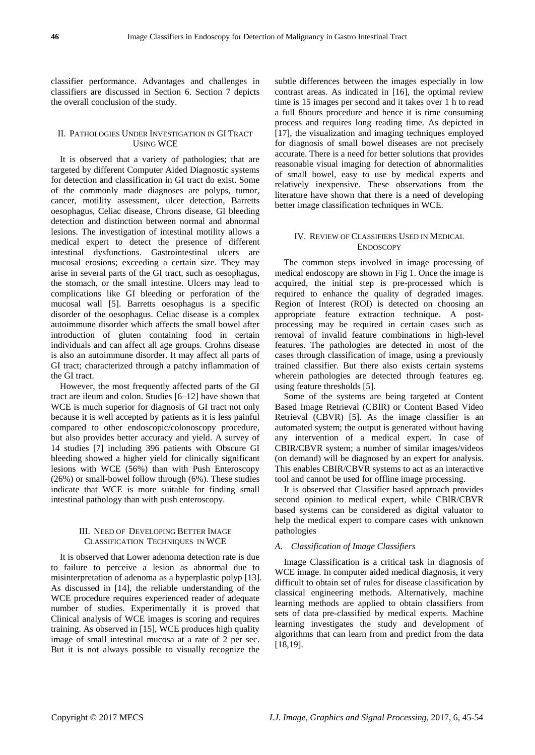classifier performance. Advantages and challenges in classifiers are discussed in Section 6. Section 7 depicts the overall conclusion of the study.

## II. Pathologies Under Investigation in GI Tract Using WCE

It is observed that a variety of pathologies; that are targeted by different Computer Aided Diagnostic systems for detection and classification in GI tract do exist. Some of the commonly made diagnoses are polyps, tumor, cancer, motility assessment, ulcer detection, Barretts oesophagus, Celiac disease, Chrons disease, GI bleeding detection and distinction between normal and abnormal lesions. The investigation of intestinal motility allows a medical expert to detect the presence of different intestinal dysfunctions. Gastrointestinal ulcers are mucosal erosions; exceeding a certain size. They may arise in several parts of the GI tract, such as oesophagus, the stomach, or the small intestine. Ulcers may lead to complications like GI bleeding or perforation of the mucosal wall [5]. Barretts oesophagus is a specific disorder of the oesophagus. Celiac disease is a complex autoimmune disorder which affects the small bowel after introduction of gluten containing food in certain individuals and can affect all age groups. Crohns disease is also an autoimmune disorder. It may affect all parts of GI tract; characterized through a patchy inflammation of the GI tract.

However, the most frequently affected parts of the GI tract are ileum and colon. Studies [6–12] have shown that WCE is much superior for diagnosis of GI tract not only because it is well accepted by patients as it is less painful compared to other endoscopic/colonoscopy procedure, but also provides better accuracy and yield. A survey of 14 studies [7] including 396 patients with Obscure GI bleeding showed a higher yield for clinically significant lesions with WCE (56%) than with Push Enteroscopy (26%) or small-bowel follow through (6%). These studies indicate that WCE is more suitable for finding small intestinal pathology than with push enteroscopy.

## III. Need of Developing Better Image Classification Techniques in WCE

It is observed that Lower adenoma detection rate is due to failure to perceive a lesion as abnormal due to misinterpretation of adenoma as a hyperplastic polyp [13]. As discussed in [14], the reliable understanding of the WCE procedure requires experienced reader of adequate number of studies. Experimentally it is proved that Clinical analysis of WCE images is scoring and requires training. As observed in [15], WCE produces high quality image of small intestinal mucosa at a rate of 2 per sec. But it is not always possible to visually recognize the subtle differences between the images especially in low contrast areas. As indicated in [16], the optimal review time is 15 images per second and it takes over 1 h to read a full 8hours procedure and hence it is time consuming process and requires long reading time. As depicted in [17], the visualization and imaging techniques employed for diagnosis of small bowel diseases are not precisely accurate. There is a need for better solutions that provides reasonable visual imaging for detection of abnormalities of small bowel, easy to use by medical experts and relatively inexpensive. These observations from the literature have shown that there is a need of developing better image classification techniques in WCE.

## IV. Review of Classifiers Used in Medical Endoscopy

The common steps involved in image processing of medical endoscopy are shown in Fig 1. Once the image is acquired, the initial step is pre-processed which is required to enhance the quality of degraded images. Region of Interest (ROI) is detected on choosing an appropriate feature extraction technique. A post-processing may be required in certain cases such as removal of invalid feature combinations in high-level features. The pathologies are detected in most of the cases through classification of image, using a previously trained classifier. But there also exists certain systems wherein pathologies are detected through features eg. using feature thresholds [5].

Some of the systems are being targeted at Content Based Image Retrieval (CBIR) or Content Based Video Retrieval (CBVR) [5]. As the image classifier is an automated system; the output is generated without having any intervention of a medical expert. In case of CBIR/CBVR system; a number of similar images/videos (on demand) will be diagnosed by an expert for analysis. This enables CBIR/CBVR systems to act as an interactive tool and cannot be used for offline image processing.

It is observed that Classifier based approach provides second opinion to medical expert, while CBIR/CBVR based systems can be considered as digital valuator to help the medical expert to compare cases with unknown pathologies

### *A. Classification of Image Classifiers*

Image Classification is a critical task in diagnosis of WCE image. In computer aided medical diagnosis, it very difficult to obtain set of rules for disease classification by classical engineering methods. Alternatively, machine learning methods are applied to obtain classifiers from sets of data pre-classified by medical experts. Machine learning investigates the study and development of algorithms that can learn from and predict from the data [18,19].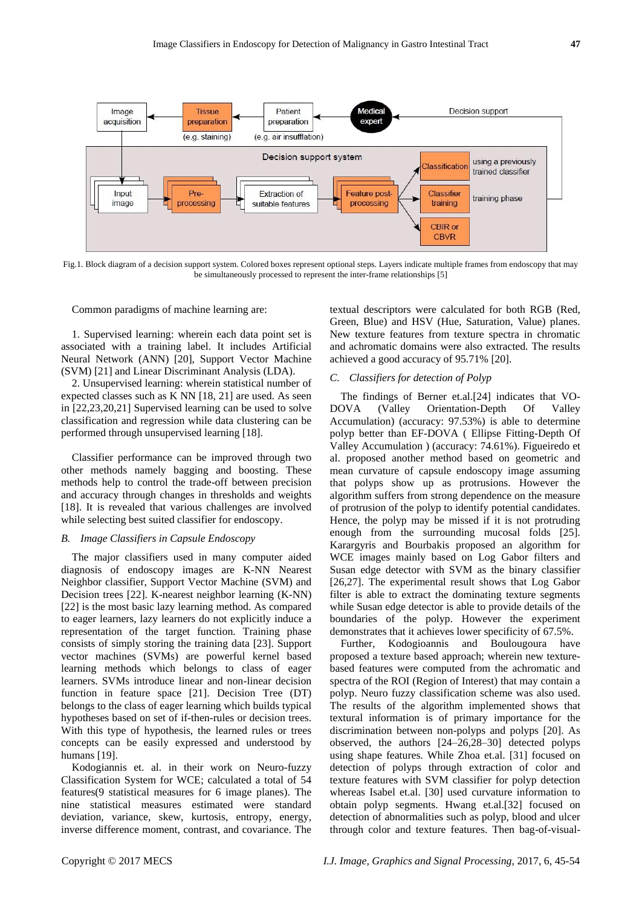Fig.1. Block diagram of a decision support system. Colored boxes represent optional steps. Layers indicate multiple frames from endoscopy that may be simultaneously processed to represent the inter-frame relationships [5]

Common paradigms of machine learning are:

1. Supervised learning: wherein each data point set is associated with a training label. It includes Artificial Neural Network (ANN) [20], Support Vector Machine (SVM) [21] and Linear Discriminant Analysis (LDA).
2. Unsupervised learning: wherein statistical number of expected classes such as K NN [18, 21] are used. As seen in [22,23,20,21] Supervised learning can be used to solve classification and regression while data clustering can be performed through unsupervised learning [18].

Classifier performance can be improved through two other methods namely bagging and boosting. These methods help to control the trade-off between precision and accuracy through changes in thresholds and weights [18]. It is revealed that various challenges are involved while selecting best suited classifier for endoscopy.

### *B. Image Classifiers in Capsule Endoscopy*

The major classifiers used in many computer aided diagnosis of endoscopy images are K-NN Nearest Neighbor classifier, Support Vector Machine (SVM) and Decision trees [22]. K-nearest neighbor learning (K-NN) [22] is the most basic lazy learning method. As compared to eager learners, lazy learners do not explicitly induce a representation of the target function. Training phase consists of simply storing the training data [23]. Support vector machines (SVMs) are powerful kernel based learning methods which belongs to class of eager learners. SVMs introduce linear and non-linear decision function in feature space [21]. Decision Tree (DT) belongs to the class of eager learning which builds typical hypotheses based on set of if-then-rules or decision trees. With this type of hypothesis, the learned rules or trees concepts can be easily expressed and understood by humans [19].

Kodogiannis et. al. in their work on Neuro-fuzzy Classification System for WCE; calculated a total of 54 features(9 statistical measures for 6 image planes). The nine statistical measures estimated were standard deviation, variance, skew, kurtosis, entropy, energy, inverse difference moment, contrast, and covariance. The textual descriptors were calculated for both RGB (Red, Green, Blue) and HSV (Hue, Saturation, Value) planes. New texture features from texture spectra in chromatic and achromatic domains were also extracted. The results achieved a good accuracy of 95.71% [20].

### *C. Classifiers for detection of Polyp*

The findings of Berner et.al.[24] indicates that VO-DOVA (Valley Orientation-Depth Of Valley Accumulation) (accuracy: 97.53%) is able to determine polyp better than EF-DOVA ( Ellipse Fitting-Depth Of Valley Accumulation ) (accuracy: 74.61%). Figueiredo et al. proposed another method based on geometric and mean curvature of capsule endoscopy image assuming that polyps show up as protrusions. However the algorithm suffers from strong dependence on the measure of protrusion of the polyp to identify potential candidates. Hence, the polyp may be missed if it is not protruding enough from the surrounding mucosal folds [25]. Karargyris and Bourbakis proposed an algorithm for WCE images mainly based on Log Gabor filters and Susan edge detector with SVM as the binary classifier [26,27]. The experimental result shows that Log Gabor filter is able to extract the dominating texture segments while Susan edge detector is able to provide details of the boundaries of the polyp. However the experiment demonstrates that it achieves lower specificity of 67.5%.

Further, Kodogioannis and Boulougoura have proposed a texture based approach; wherein new texture-based features were computed from the achromatic and spectra of the ROI (Region of Interest) that may contain a polyp. Neuro fuzzy classification scheme was also used. The results of the algorithm implemented shows that textural information is of primary importance for the discrimination between non-polyps and polyps [20]. As observed, the authors [24–26,28–30] detected polyps using shape features. While Zhoa et.al. [31] focused on detection of polyps through extraction of color and texture features with SVM classifier for polyp detection whereas Isabel et.al. [30] used curvature information to obtain polyp segments. Hwang et.al.[32] focused on detection of abnormalities such as polyp, blood and ulcer through color and texture features. Then bag-of-visual-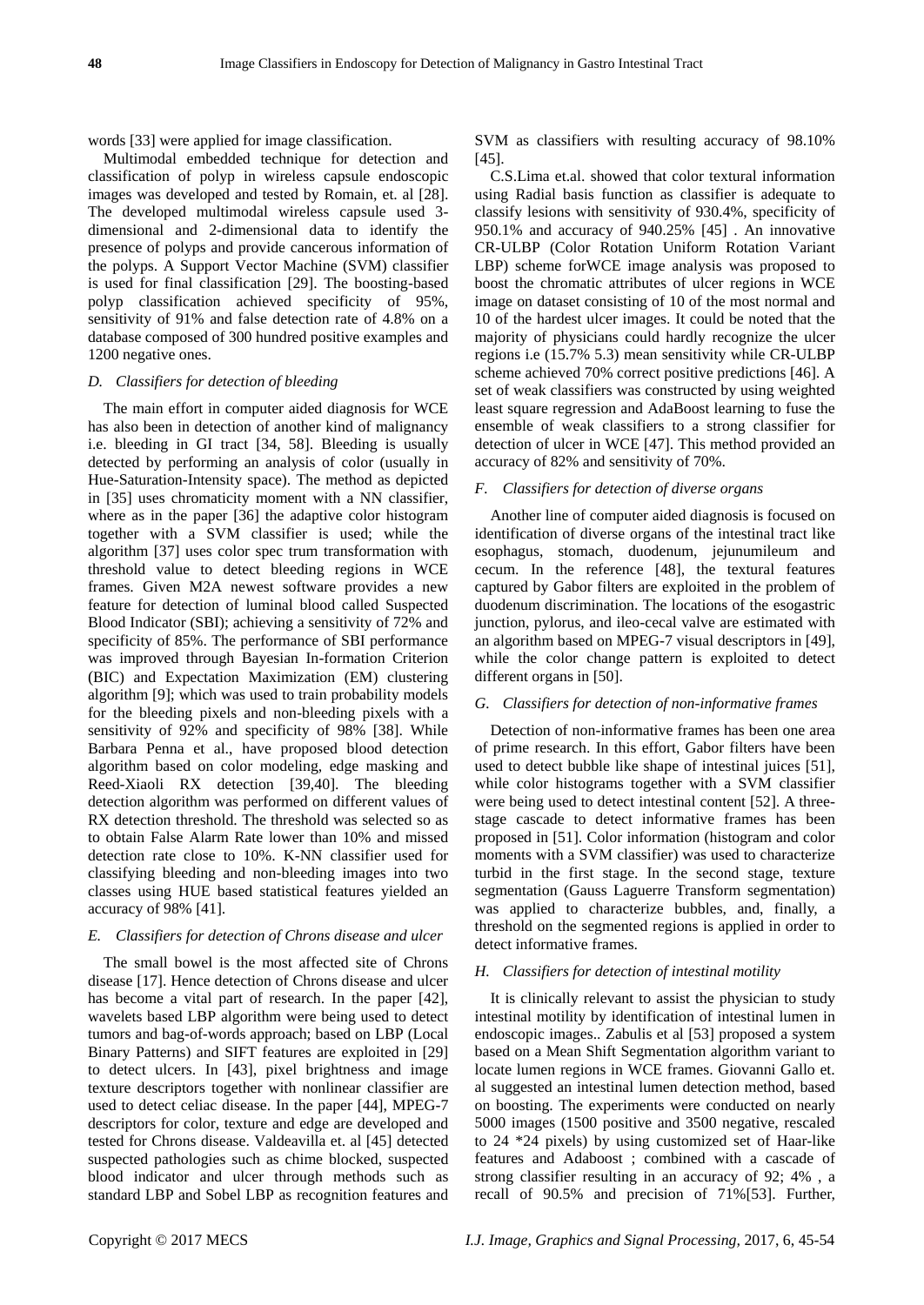words [33] were applied for image classification.

Multimodal embedded technique for detection and classification of polyp in wireless capsule endoscopic images was developed and tested by Romain, et. al [28]. The developed multimodal wireless capsule used 3-dimensional and 2-dimensional data to identify the presence of polyps and provide cancerous information of the polyps. A Support Vector Machine (SVM) classifier is used for final classification [29]. The boosting-based polyp classification achieved specificity of 95%, sensitivity of 91% and false detection rate of 4.8% on a database composed of 300 hundred positive examples and 1200 negative ones.

### *D. Classifiers for detection of bleeding*

The main effort in computer aided diagnosis for WCE has also been in detection of another kind of malignancy i.e. bleeding in GI tract [34, 58]. Bleeding is usually detected by performing an analysis of color (usually in Hue-Saturation-Intensity space). The method as depicted in [35] uses chromaticity moment with a NN classifier, where as in the paper [36] the adaptive color histogram together with a SVM classifier is used; while the algorithm [37] uses color spec trum transformation with threshold value to detect bleeding regions in WCE frames. Given M2A newest software provides a new feature for detection of luminal blood called Suspected Blood Indicator (SBI); achieving a sensitivity of 72% and specificity of 85%. The performance of SBI performance was improved through Bayesian In-formation Criterion (BIC) and Expectation Maximization (EM) clustering algorithm [9]; which was used to train probability models for the bleeding pixels and non-bleeding pixels with a sensitivity of 92% and specificity of 98% [38]. While Barbara Penna et al., have proposed blood detection algorithm based on color modeling, edge masking and Reed-Xiaoli RX detection [39,40]. The bleeding detection algorithm was performed on different values of RX detection threshold. The threshold was selected so as to obtain False Alarm Rate lower than 10% and missed detection rate close to 10%. K-NN classifier used for classifying bleeding and non-bleeding images into two classes using HUE based statistical features yielded an accuracy of 98% [41].

### *E. Classifiers for detection of Chrons disease and ulcer*

The small bowel is the most affected site of Chrons disease [17]. Hence detection of Chrons disease and ulcer has become a vital part of research. In the paper [42], wavelets based LBP algorithm were being used to detect tumors and bag-of-words approach; based on LBP (Local Binary Patterns) and SIFT features are exploited in [29] to detect ulcers. In [43], pixel brightness and image texture descriptors together with nonlinear classifier are used to detect celiac disease. In the paper [44], MPEG-7 descriptors for color, texture and edge are developed and tested for Chrons disease. Valdeavilla et. al [45] detected suspected pathologies such as chime blocked, suspected blood indicator and ulcer through methods such as standard LBP and Sobel LBP as recognition features and SVM as classifiers with resulting accuracy of 98.10% [45].

C.S.Lima et.al. showed that color textural information using Radial basis function as classifier is adequate to classify lesions with sensitivity of 930.4%, specificity of 950.1% and accuracy of 940.25% [45] . An innovative CR-ULBP (Color Rotation Uniform Rotation Variant LBP) scheme forWCE image analysis was proposed to boost the chromatic attributes of ulcer regions in WCE image on dataset consisting of 10 of the most normal and 10 of the hardest ulcer images. It could be noted that the majority of physicians could hardly recognize the ulcer regions i.e (15.7% 5.3) mean sensitivity while CR-ULBP scheme achieved 70% correct positive predictions [46]. A set of weak classifiers was constructed by using weighted least square regression and AdaBoost learning to fuse the ensemble of weak classifiers to a strong classifier for detection of ulcer in WCE [47]. This method provided an accuracy of 82% and sensitivity of 70%.

### *F. Classifiers for detection of diverse organs*

Another line of computer aided diagnosis is focused on identification of diverse organs of the intestinal tract like esophagus, stomach, duodenum, jejunumileum and cecum. In the reference [48], the textural features captured by Gabor filters are exploited in the problem of duodenum discrimination. The locations of the esogastric junction, pylorus, and ileo-cecal valve are estimated with an algorithm based on MPEG-7 visual descriptors in [49], while the color change pattern is exploited to detect different organs in [50].

### *G. Classifiers for detection of non-informative frames*

Detection of non-informative frames has been one area of prime research. In this effort, Gabor filters have been used to detect bubble like shape of intestinal juices [51], while color histograms together with a SVM classifier were being used to detect intestinal content [52]. A three-stage cascade to detect informative frames has been proposed in [51]. Color information (histogram and color moments with a SVM classifier) was used to characterize turbid in the first stage. In the second stage, texture segmentation (Gauss Laguerre Transform segmentation) was applied to characterize bubbles, and, finally, a threshold on the segmented regions is applied in order to detect informative frames.

### *H. Classifiers for detection of intestinal motility*

It is clinically relevant to assist the physician to study intestinal motility by identification of intestinal lumen in endoscopic images.. Zabulis et al [53] proposed a system based on a Mean Shift Segmentation algorithm variant to locate lumen regions in WCE frames. Giovanni Gallo et. al suggested an intestinal lumen detection method, based on boosting. The experiments were conducted on nearly 5000 images (1500 positive and 3500 negative, rescaled to 24 *24 pixels) by using customized set of Haar-like features and Adaboost ; combined with a cascade of strong classifier resulting in an accuracy of 92; 4% , a recall of 90.5% and precision of 71%[53]. Further,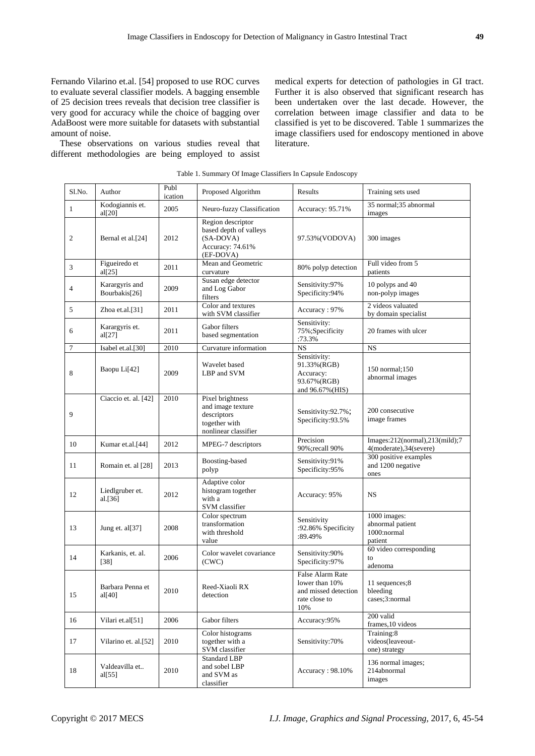Fernando Vilarino et.al. [54] proposed to use ROC curves to evaluate several classifier models. A bagging ensemble of 25 decision trees reveals that decision tree classifier is very good for accuracy while the choice of bagging over AdaBoost were more suitable for datasets with substantial amount of noise.

These observations on various studies reveal that different methodologies are being employed to assist medical experts for detection of pathologies in GI tract. Further it is also observed that significant research has been undertaken over the last decade. However, the correlation between image classifier and data to be classified is yet to be discovered. Table 1 summarizes the image classifiers used for endoscopy mentioned in above literature.

Table 1. Summary Of Image Classifiers In Capsule Endoscopy

| Sl.No. | Author | Publication | Proposed Algorithm | Results | Training sets used |
|---|---|---|---|---|---|
| 1 | Kodogiannis et. al[20] | 2005 | Neuro-fuzzy Classification | Accuracy: 95.71% | 35 normal;35 abnormal images |
| 2 | Bernal et al.[24] | 2012 | Region descriptor based depth of valleys (SA-DOVA) Accuracy: 74.61% (EF-DOVA) | 97.53%(VODOVA) | 300 images |
| 3 | Figueiredo et al[25] | 2011 | Mean and Geometric curvature | 80% polyp detection | Full video from 5 patients |
| 4 | Karargyris and Bourbakis[26] | 2009 | Susan edge detector and Log Gabor filters | Sensitivity:97% Specificity:94% | 10 polyps and 40 non-polyp images |
| 5 | Zhoa et.al.[31] | 2011 | Color and textures with SVM classifier | Accuracy : 97% | 2 videos valuated by domain specialist |
| 6 | Karargyris et. al[27] | 2011 | Gabor filters based segmentation | Sensitivity: 75%;Specificity :73.3% | 20 frames with ulcer |
| 7 | Isabel et.al.[30] | 2010 | Curvature information | NS | NS |
| 8 | Baopu Li[42] | 2009 | Wavelet based LBP and SVM | Sensitivity: 91.33%(RGB) Accuracy: 93.67%(RGB) and 96.67%(HIS) | 150 normal;150 abnormal images |
| 9 | Ciaccio et. al. [42] | 2010 | Pixel brightness and image texture descriptors together with nonlinear classifier | Sensitivity:92.7%; Specificity:93.5% | 200 consecutive image frames |
| 10 | Kumar et.al.[44] | 2012 | MPEG-7 descriptors | Precision 90%;recall 90% | Images:212(normal),213(mild);74(moderate),34(severe) |
| 11 | Romain et. al [28] | 2013 | Boosting-based polyp | Sensitivity:91% Specificity:95% | 300 positive examples and 1200 negative ones |
| 12 | Liedlgruber et. al.[36] | 2012 | Adaptive color histogram together with a SVM classifier | Accuracy: 95% | NS |
| 13 | Jung et. al[37] | 2008 | Color spectrum transformation with threshold value | Sensitivity :92.86% Specificity :89.49% | 1000 images: abnormal patient 1000:normal patient |
| 14 | Karkanis, et. al. [38] | 2006 | Color wavelet covariance (CWC) | Sensitivity:90% Specificity:97% | 60 video corresponding to adenoma |
| 15 | Barbara Penna et al[40] | 2010 | Reed-Xiaoli RX detection | False Alarm Rate lower than 10% and missed detection rate close to 10% | 11 sequences;8 bleeding cases;3:normal |
| 16 | Vilari et.al[51] | 2006 | Gabor filters | Accuracy:95% | 200 valid frames,10 videos |
| 17 | Vilarino et. al.[52] | 2010 | Color histograms together with a SVM classifier | Sensitivity:70% | Training:8 videos(leaveout-one) strategy |
| 18 | Valdeavilla et.. al[55] | 2010 | Standard LBP and sobel LBP and SVM as classifier | Accuracy : 98.10% | 136 normal images; 214abnormal images |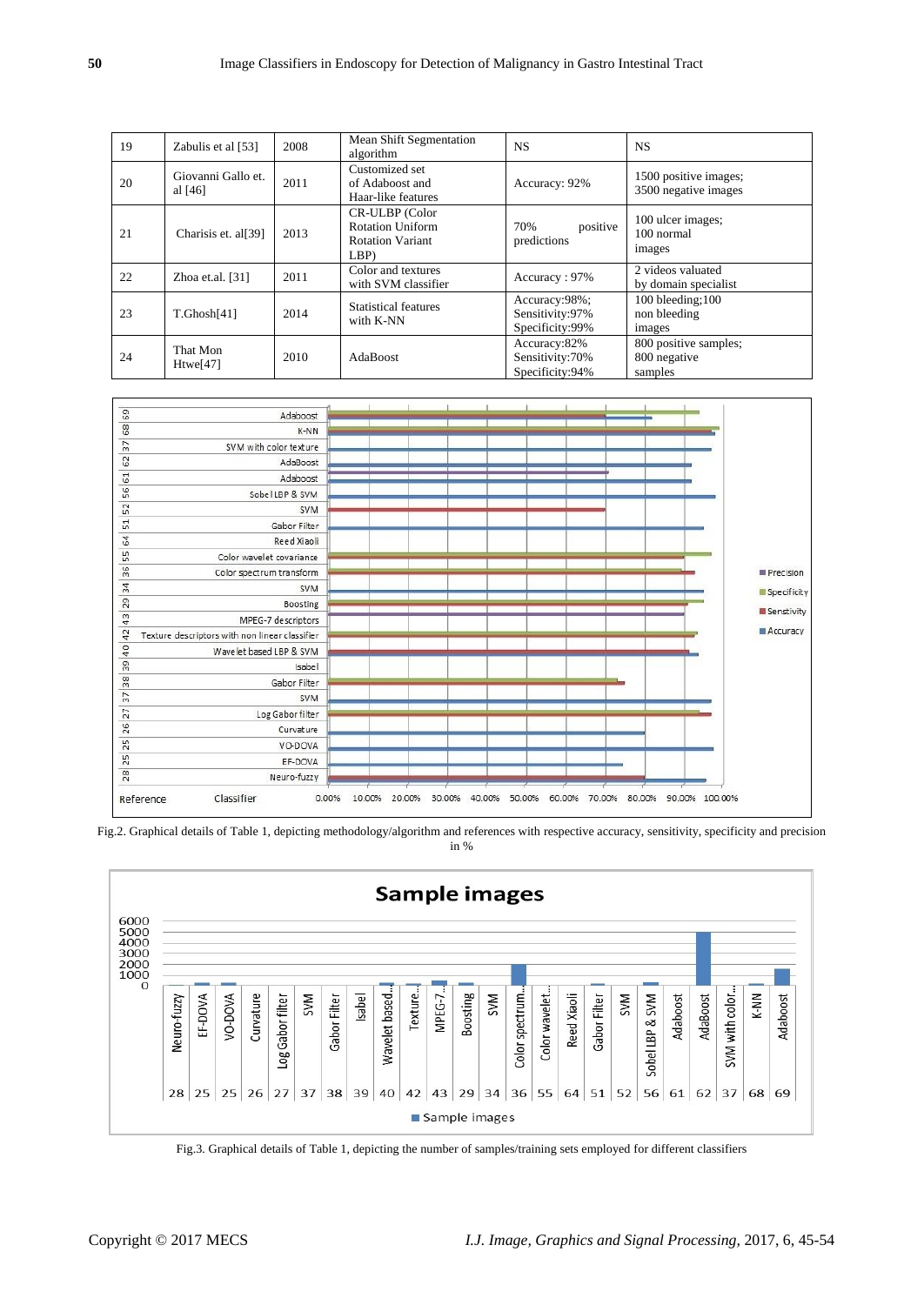| 19 | Zabulis et al [53] | 2008 | Mean Shift Segmentation algorithm | NS | NS |
|---|---|---|---|---|---|
| 20 | Giovanni Gallo et. al [46] | 2011 | Customized set of Adaboost and Haar-like features | Accuracy: 92% | 1500 positive images; 3500 negative images |
| 21 | Charisis et. al[39] | 2013 | CR-ULBP (Color Rotation Uniform Rotation Variant LBP) | 70% positive predictions | 100 ulcer images; 100 normal images |
| 22 | Zhoa et.al. [31] | 2011 | Color and textures with SVM classifier | Accuracy : 97% | 2 videos valuated by domain specialist |
| 23 | T.Ghosh[41] | 2014 | Statistical features with K-NN | Accuracy:98%; Sensitivity:97% Specificity:99% | 100 bleeding;100 non bleeding images |
| 24 | That Mon Htwe[47] | 2010 | AdaBoost | Accuracy:82% Sensitivity:70% Specificity:94% | 800 positive samples; 800 negative samples |

Fig.2. Graphical details of Table 1, depicting methodology/algorithm and references with respective accuracy, sensitivity, specificity and precision in %

Fig.3. Graphical details of Table 1, depicting the number of samples/training sets employed for different classifiers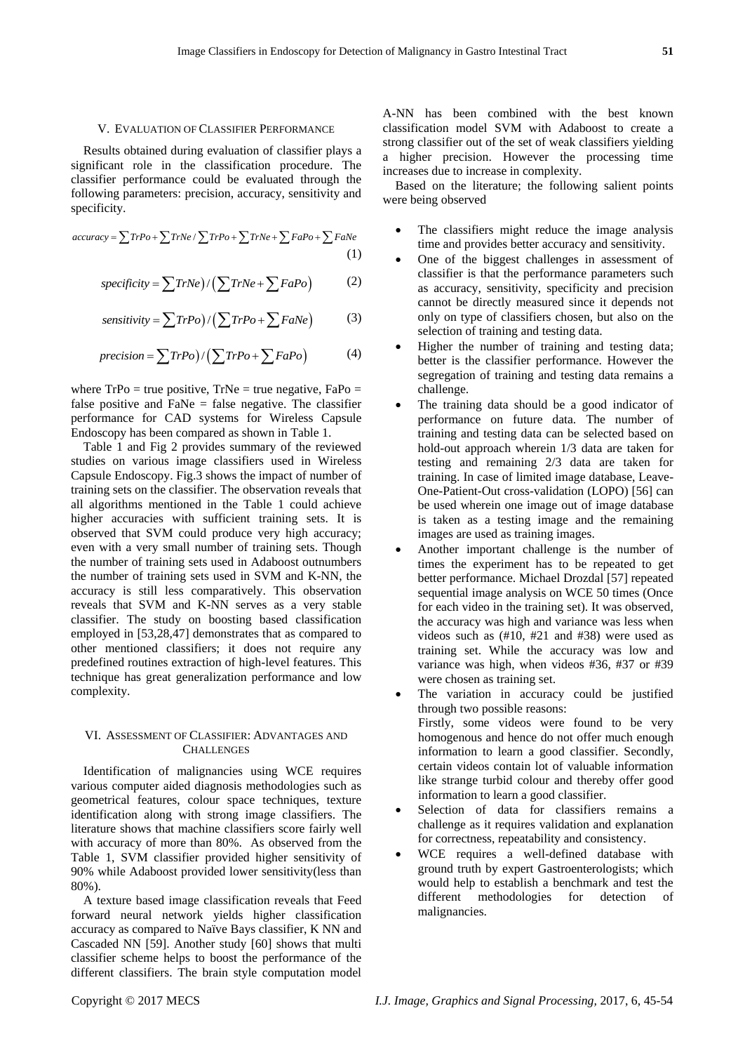## V. Evaluation of Classifier Performance

Results obtained during evaluation of classifier plays a significant role in the classification procedure. The classifier performance could be evaluated through the following parameters: precision, accuracy, sensitivity and specificity.

$$accuracy = \sum TrPo + \sum TrNe / \sum TrPo + \sum TrNe + \sum FaPo + \sum FaNe \quad (1)$$

$$specificity = \sum TrNe) / \left(\sum TrNe + \sum FaPo\right) \quad (2)$$

$$sensitivity = \sum TrPo) / \left(\sum TrPo + \sum FaNe\right) \quad (3)$$

$$precision = \sum TrPo) / \left(\sum TrPo + \sum FaPo\right) \quad (4)$$

where TrPo = true positive, TrNe = true negative, FaPo = false positive and FaNe = false negative. The classifier performance for CAD systems for Wireless Capsule Endoscopy has been compared as shown in Table 1.

Table 1 and Fig 2 provides summary of the reviewed studies on various image classifiers used in Wireless Capsule Endoscopy. Fig.3 shows the impact of number of training sets on the classifier. The observation reveals that all algorithms mentioned in the Table 1 could achieve higher accuracies with sufficient training sets. It is observed that SVM could produce very high accuracy; even with a very small number of training sets. Though the number of training sets used in Adaboost outnumbers the number of training sets used in SVM and K-NN, the accuracy is still less comparatively. This observation reveals that SVM and K-NN serves as a very stable classifier. The study on boosting based classification employed in [53,28,47] demonstrates that as compared to other mentioned classifiers; it does not require any predefined routines extraction of high-level features. This technique has great generalization performance and low complexity.

## VI. Assessment of Classifier: Advantages and Challenges

Identification of malignancies using WCE requires various computer aided diagnosis methodologies such as geometrical features, colour space techniques, texture identification along with strong image classifiers. The literature shows that machine classifiers score fairly well with accuracy of more than 80%. As observed from the Table 1, SVM classifier provided higher sensitivity of 90% while Adaboost provided lower sensitivity(less than 80%).

A texture based image classification reveals that Feed forward neural network yields higher classification accuracy as compared to Naïve Bays classifier, K NN and Cascaded NN [59]. Another study [60] shows that multi classifier scheme helps to boost the performance of the different classifiers. The brain style computation model A-NN has been combined with the best known classification model SVM with Adaboost to create a strong classifier out of the set of weak classifiers yielding a higher precision. However the processing time increases due to increase in complexity.

Based on the literature; the following salient points were being observed

- The classifiers might reduce the image analysis time and provides better accuracy and sensitivity.
- One of the biggest challenges in assessment of classifier is that the performance parameters such as accuracy, sensitivity, specificity and precision cannot be directly measured since it depends not only on type of classifiers chosen, but also on the selection of training and testing data.
- Higher the number of training and testing data; better is the classifier performance. However the segregation of training and testing data remains a challenge.
- The training data should be a good indicator of performance on future data. The number of training and testing data can be selected based on hold-out approach wherein 1/3 data are taken for testing and remaining 2/3 data are taken for training. In case of limited image database, Leave-One-Patient-Out cross-validation (LOPO) [56] can be used wherein one image out of image database is taken as a testing image and the remaining images are used as training images.
- Another important challenge is the number of times the experiment has to be repeated to get better performance. Michael Drozdal [57] repeated sequential image analysis on WCE 50 times (Once for each video in the training set). It was observed, the accuracy was high and variance was less when videos such as (#10, #21 and #38) were used as training set. While the accuracy was low and variance was high, when videos #36, #37 or #39 were chosen as training set.
- The variation in accuracy could be justified through two possible reasons:
  Firstly, some videos were found to be very homogenous and hence do not offer much enough information to learn a good classifier. Secondly, certain videos contain lot of valuable information like strange turbid colour and thereby offer good information to learn a good classifier.
- Selection of data for classifiers remains a challenge as it requires validation and explanation for correctness, repeatability and consistency.
- WCE requires a well-defined database with ground truth by expert Gastroenterologists; which would help to establish a benchmark and test the different methodologies for detection of malignancies.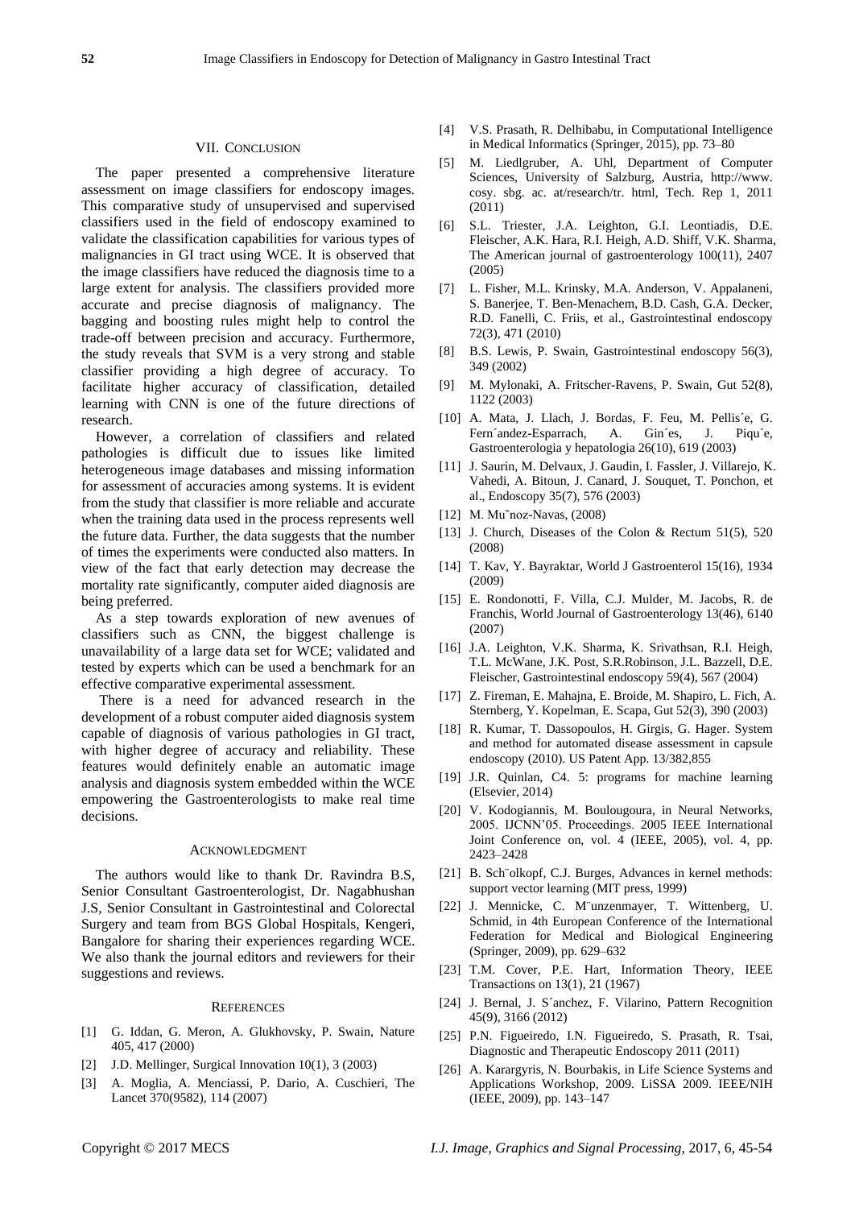## VII. Conclusion

The paper presented a comprehensive literature assessment on image classifiers for endoscopy images. This comparative study of unsupervised and supervised classifiers used in the field of endoscopy examined to validate the classification capabilities for various types of malignancies in GI tract using WCE. It is observed that the image classifiers have reduced the diagnosis time to a large extent for analysis. The classifiers provided more accurate and precise diagnosis of malignancy. The bagging and boosting rules might help to control the trade-off between precision and accuracy. Furthermore, the study reveals that SVM is a very strong and stable classifier providing a high degree of accuracy. To facilitate higher accuracy of classification, detailed learning with CNN is one of the future directions of research.

However, a correlation of classifiers and related pathologies is difficult due to issues like limited heterogeneous image databases and missing information for assessment of accuracies among systems. It is evident from the study that classifier is more reliable and accurate when the training data used in the process represents well the future data. Further, the data suggests that the number of times the experiments were conducted also matters. In view of the fact that early detection may decrease the mortality rate significantly, computer aided diagnosis are being preferred.

As a step towards exploration of new avenues of classifiers such as CNN, the biggest challenge is unavailability of a large data set for WCE; validated and tested by experts which can be used a benchmark for an effective comparative experimental assessment.

There is a need for advanced research in the development of a robust computer aided diagnosis system capable of diagnosis of various pathologies in GI tract, with higher degree of accuracy and reliability. These features would definitely enable an automatic image analysis and diagnosis system embedded within the WCE empowering the Gastroenterologists to make real time decisions.

## Acknowledgment

The authors would like to thank Dr. Ravindra B.S, Senior Consultant Gastroenterologist, Dr. Nagabhushan J.S, Senior Consultant in Gastrointestinal and Colorectal Surgery and team from BGS Global Hospitals, Kengeri, Bangalore for sharing their experiences regarding WCE. We also thank the journal editors and reviewers for their suggestions and reviews.

## References

[1] G. Iddan, G. Meron, A. Glukhovsky, P. Swain, Nature 405, 417 (2000)

[2] J.D. Mellinger, Surgical Innovation 10(1), 3 (2003)

[3] A. Moglia, A. Menciassi, P. Dario, A. Cuschieri, The Lancet 370(9582), 114 (2007)

[4] V.S. Prasath, R. Delhibabu, in Computational Intelligence in Medical Informatics (Springer, 2015), pp. 73–80

[5] M. Liedlgruber, A. Uhl, Department of Computer Sciences, University of Salzburg, Austria, http://www. cosy. sbg. ac. at/research/tr. html, Tech. Rep 1, 2011 (2011)

[6] S.L. Triester, J.A. Leighton, G.I. Leontiadis, D.E. Fleischer, A.K. Hara, R.I. Heigh, A.D. Shiff, V.K. Sharma, The American journal of gastroenterology 100(11), 2407 (2005)

[7] L. Fisher, M.L. Krinsky, M.A. Anderson, V. Appalaneni, S. Banerjee, T. Ben-Menachem, B.D. Cash, G.A. Decker, R.D. Fanelli, C. Friis, et al., Gastrointestinal endoscopy 72(3), 471 (2010)

[8] B.S. Lewis, P. Swain, Gastrointestinal endoscopy 56(3), 349 (2002)

[9] M. Mylonaki, A. Fritscher-Ravens, P. Swain, Gut 52(8), 1122 (2003)

[10] A. Mata, J. Llach, J. Bordas, F. Feu, M. Pellis´e, G. Fern´andez-Esparrach, A. Gin´es, J. Piqu´e, Gastroenterologia y hepatologia 26(10), 619 (2003)

[11] J. Saurin, M. Delvaux, J. Gaudin, I. Fassler, J. Villarejo, K. Vahedi, A. Bitoun, J. Canard, J. Souquet, T. Ponchon, et al., Endoscopy 35(7), 576 (2003)

[12] M. Mu˜noz-Navas, (2008)

[13] J. Church, Diseases of the Colon & Rectum 51(5), 520 (2008)

[14] T. Kav, Y. Bayraktar, World J Gastroenterol 15(16), 1934 (2009)

[15] E. Rondonotti, F. Villa, C.J. Mulder, M. Jacobs, R. de Franchis, World Journal of Gastroenterology 13(46), 6140 (2007)

[16] J.A. Leighton, V.K. Sharma, K. Srivathsan, R.I. Heigh, T.L. McWane, J.K. Post, S.R.Robinson, J.L. Bazzell, D.E. Fleischer, Gastrointestinal endoscopy 59(4), 567 (2004)

[17] Z. Fireman, E. Mahajna, E. Broide, M. Shapiro, L. Fich, A. Sternberg, Y. Kopelman, E. Scapa, Gut 52(3), 390 (2003)

[18] R. Kumar, T. Dassopoulos, H. Girgis, G. Hager. System and method for automated disease assessment in capsule endoscopy (2010). US Patent App. 13/382,855

[19] J.R. Quinlan, C4. 5: programs for machine learning (Elsevier, 2014)

[20] V. Kodogiannis, M. Boulougoura, in Neural Networks, 2005. IJCNN'05. Proceedings. 2005 IEEE International Joint Conference on, vol. 4 (IEEE, 2005), vol. 4, pp. 2423–2428

[21] B. Sch¨olkopf, C.J. Burges, Advances in kernel methods: support vector learning (MIT press, 1999)

[22] J. Mennicke, C. M¨unzenmayer, T. Wittenberg, U. Schmid, in 4th European Conference of the International Federation for Medical and Biological Engineering (Springer, 2009), pp. 629–632

[23] T.M. Cover, P.E. Hart, Information Theory, IEEE Transactions on 13(1), 21 (1967)

[24] J. Bernal, J. S´anchez, F. Vilarino, Pattern Recognition 45(9), 3166 (2012)

[25] P.N. Figueiredo, I.N. Figueiredo, S. Prasath, R. Tsai, Diagnostic and Therapeutic Endoscopy 2011 (2011)

[26] A. Karargyris, N. Bourbakis, in Life Science Systems and Applications Workshop, 2009. LiSSA 2009. IEEE/NIH (IEEE, 2009), pp. 143–147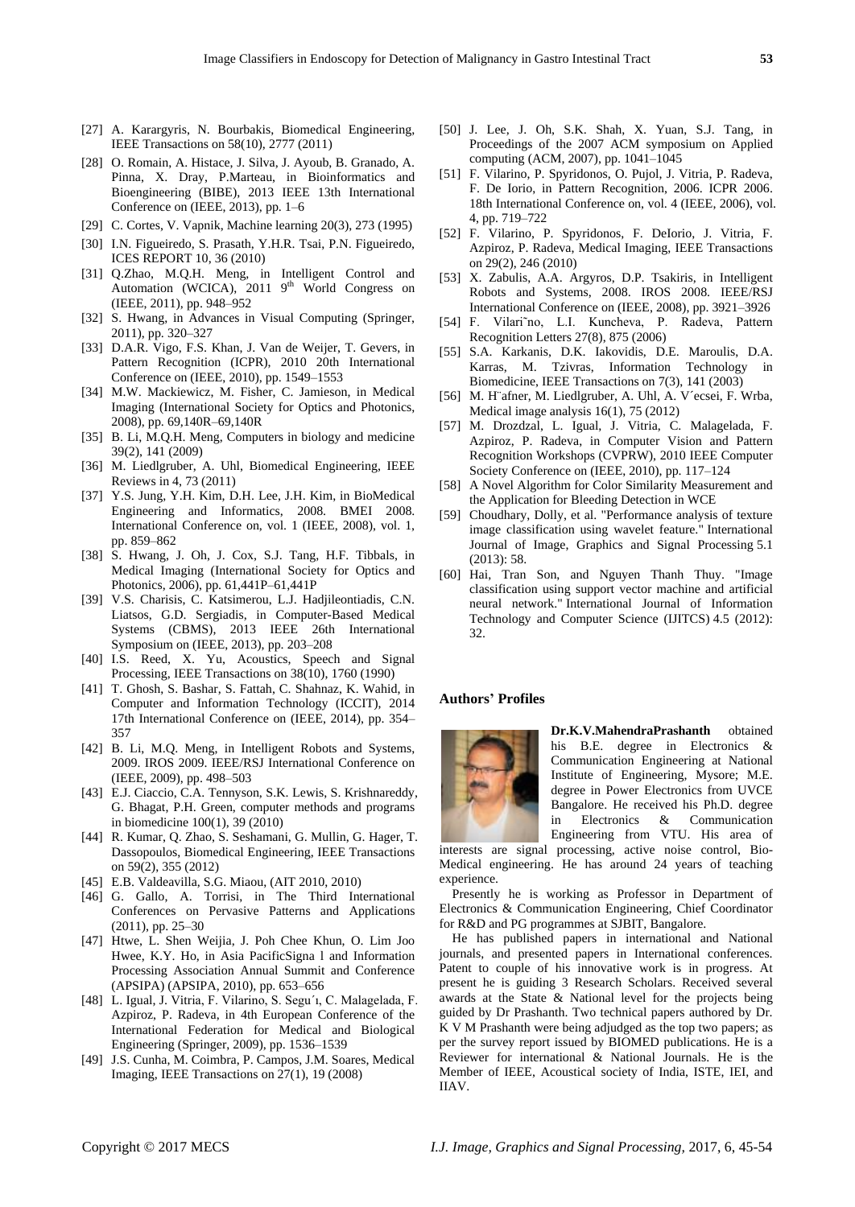[27] A. Karargyris, N. Bourbakis, Biomedical Engineering, IEEE Transactions on 58(10), 2777 (2011)

[28] O. Romain, A. Histace, J. Silva, J. Ayoub, B. Granado, A. Pinna, X. Dray, P.Marteau, in Bioinformatics and Bioengineering (BIBE), 2013 IEEE 13th International Conference on (IEEE, 2013), pp. 1–6

[29] C. Cortes, V. Vapnik, Machine learning 20(3), 273 (1995)

[30] I.N. Figueiredo, S. Prasath, Y.H.R. Tsai, P.N. Figueiredo, ICES REPORT 10, 36 (2010)

[31] Q.Zhao, M.Q.H. Meng, in Intelligent Control and Automation (WCICA), 2011 9th World Congress on (IEEE, 2011), pp. 948–952

[32] S. Hwang, in Advances in Visual Computing (Springer, 2011), pp. 320–327

[33] D.A.R. Vigo, F.S. Khan, J. Van de Weijer, T. Gevers, in Pattern Recognition (ICPR), 2010 20th International Conference on (IEEE, 2010), pp. 1549–1553

[34] M.W. Mackiewicz, M. Fisher, C. Jamieson, in Medical Imaging (International Society for Optics and Photonics, 2008), pp. 69,140R–69,140R

[35] B. Li, M.Q.H. Meng, Computers in biology and medicine 39(2), 141 (2009)

[36] M. Liedlgruber, A. Uhl, Biomedical Engineering, IEEE Reviews in 4, 73 (2011)

[37] Y.S. Jung, Y.H. Kim, D.H. Lee, J.H. Kim, in BioMedical Engineering and Informatics, 2008. BMEI 2008. International Conference on, vol. 1 (IEEE, 2008), vol. 1, pp. 859–862

[38] S. Hwang, J. Oh, J. Cox, S.J. Tang, H.F. Tibbals, in Medical Imaging (International Society for Optics and Photonics, 2006), pp. 61,441P–61,441P

[39] V.S. Charisis, C. Katsimerou, L.J. Hadjileontiadis, C.N. Liatsos, G.D. Sergiadis, in Computer-Based Medical Systems (CBMS), 2013 IEEE 26th International Symposium on (IEEE, 2013), pp. 203–208

[40] I.S. Reed, X. Yu, Acoustics, Speech and Signal Processing, IEEE Transactions on 38(10), 1760 (1990)

[41] T. Ghosh, S. Bashar, S. Fattah, C. Shahnaz, K. Wahid, in Computer and Information Technology (ICCIT), 2014 17th International Conference on (IEEE, 2014), pp. 354–357

[42] B. Li, M.Q. Meng, in Intelligent Robots and Systems, 2009. IROS 2009. IEEE/RSJ International Conference on (IEEE, 2009), pp. 498–503

[43] E.J. Ciaccio, C.A. Tennyson, S.K. Lewis, S. Krishnareddy, G. Bhagat, P.H. Green, computer methods and programs in biomedicine 100(1), 39 (2010)

[44] R. Kumar, Q. Zhao, S. Seshamani, G. Mullin, G. Hager, T. Dassopoulos, Biomedical Engineering, IEEE Transactions on 59(2), 355 (2012)

[45] E.B. Valdeavilla, S.G. Miaou, (AIT 2010, 2010)

[46] G. Gallo, A. Torrisi, in The Third International Conferences on Pervasive Patterns and Applications (2011), pp. 25–30

[47] Htwe, L. Shen Weijia, J. Poh Chee Khun, O. Lim Joo Hwee, K.Y. Ho, in Asia PacificSigna l and Information Processing Association Annual Summit and Conference (APSIPA) (APSIPA, 2010), pp. 653–656

[48] L. Igual, J. Vitria, F. Vilarino, S. Segu´ı, C. Malagelada, F. Azpiroz, P. Radeva, in 4th European Conference of the International Federation for Medical and Biological Engineering (Springer, 2009), pp. 1536–1539

[49] J.S. Cunha, M. Coimbra, P. Campos, J.M. Soares, Medical Imaging, IEEE Transactions on 27(1), 19 (2008)

[50] J. Lee, J. Oh, S.K. Shah, X. Yuan, S.J. Tang, in Proceedings of the 2007 ACM symposium on Applied computing (ACM, 2007), pp. 1041–1045

[51] F. Vilarino, P. Spyridonos, O. Pujol, J. Vitria, P. Radeva, F. De Iorio, in Pattern Recognition, 2006. ICPR 2006. 18th International Conference on, vol. 4 (IEEE, 2006), vol. 4, pp. 719–722

[52] F. Vilarino, P. Spyridonos, F. DeIorio, J. Vitria, F. Azpiroz, P. Radeva, Medical Imaging, IEEE Transactions on 29(2), 246 (2010)

[53] X. Zabulis, A.A. Argyros, D.P. Tsakiris, in Intelligent Robots and Systems, 2008. IROS 2008. IEEE/RSJ International Conference on (IEEE, 2008), pp. 3921–3926

[54] F. Vilari˜no, L.I. Kuncheva, P. Radeva, Pattern Recognition Letters 27(8), 875 (2006)

[55] S.A. Karkanis, D.K. Iakovidis, D.E. Maroulis, D.A. Karras, M. Tzivras, Information Technology in Biomedicine, IEEE Transactions on 7(3), 141 (2003)

[56] M. H¨afner, M. Liedlgruber, A. Uhl, A. V´ecsei, F. Wrba, Medical image analysis 16(1), 75 (2012)

[57] M. Drozdzal, L. Igual, J. Vitria, C. Malagelada, F. Azpiroz, P. Radeva, in Computer Vision and Pattern Recognition Workshops (CVPRW), 2010 IEEE Computer Society Conference on (IEEE, 2010), pp. 117–124

[58] A Novel Algorithm for Color Similarity Measurement and the Application for Bleeding Detection in WCE

[59] Choudhary, Dolly, et al. "Performance analysis of texture image classification using wavelet feature." International Journal of Image, Graphics and Signal Processing 5.1 (2013): 58.

[60] Hai, Tran Son, and Nguyen Thanh Thuy. "Image classification using support vector machine and artificial neural network." International Journal of Information Technology and Computer Science (IJITCS) 4.5 (2012): 32.

## Authors' Profiles

**Dr.K.V.MahendraPrashanth** obtained his B.E. degree in Electronics & Communication Engineering at National Institute of Engineering, Mysore; M.E. degree in Power Electronics from UVCE Bangalore. He received his Ph.D. degree in Electronics & Communication Engineering from VTU. His area of interests are signal processing, active noise control, Bio-Medical engineering. He has around 24 years of teaching experience.

Presently he is working as Professor in Department of Electronics & Communication Engineering, Chief Coordinator for R&D and PG programmes at SJBIT, Bangalore.

He has published papers in international and National journals, and presented papers in International conferences. Patent to couple of his innovative work is in progress. At present he is guiding 3 Research Scholars. Received several awards at the State & National level for the projects being guided by Dr Prashanth. Two technical papers authored by Dr. K V M Prashanth were being adjudged as the top two papers; as per the survey report issued by BIOMED publications. He is a Reviewer for international & National Journals. He is the Member of IEEE, Acoustical society of India, ISTE, IEI, and IIAV.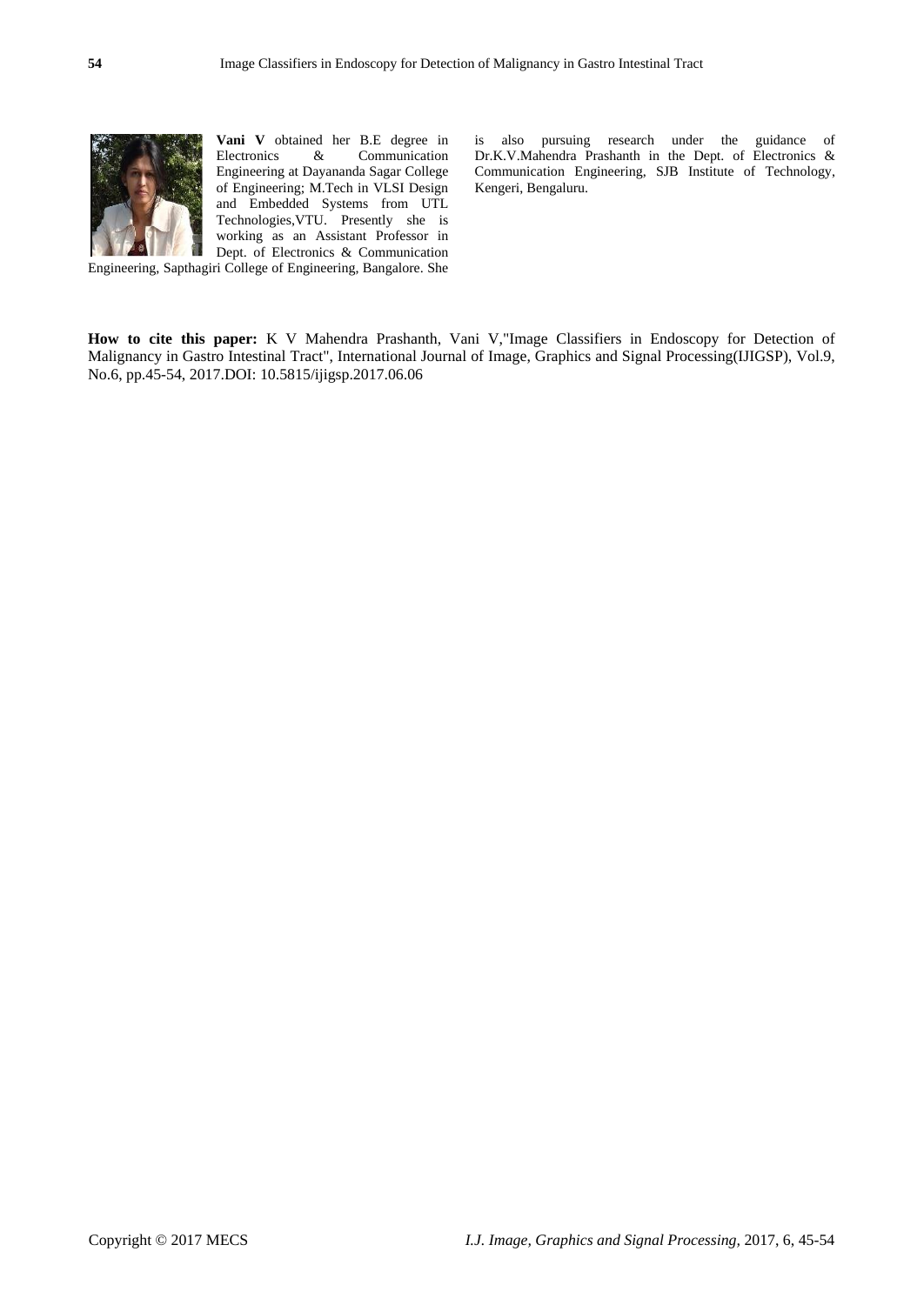**Vani V** obtained her B.E degree in Electronics & Communication Engineering at Dayananda Sagar College of Engineering; M.Tech in VLSI Design and Embedded Systems from UTL Technologies,VTU. Presently she is working as an Assistant Professor in Dept. of Electronics & Communication Engineering, Sapthagiri College of Engineering, Bangalore. She is also pursuing research under the guidance of Dr.K.V.Mahendra Prashanth in the Dept. of Electronics & Communication Engineering, SJB Institute of Technology, Kengeri, Bengaluru.

**How to cite this paper:** K V Mahendra Prashanth, Vani V,"Image Classifiers in Endoscopy for Detection of Malignancy in Gastro Intestinal Tract", International Journal of Image, Graphics and Signal Processing(IJIGSP), Vol.9, No.6, pp.45-54, 2017.DOI: 10.5815/ijigsp.2017.06.06